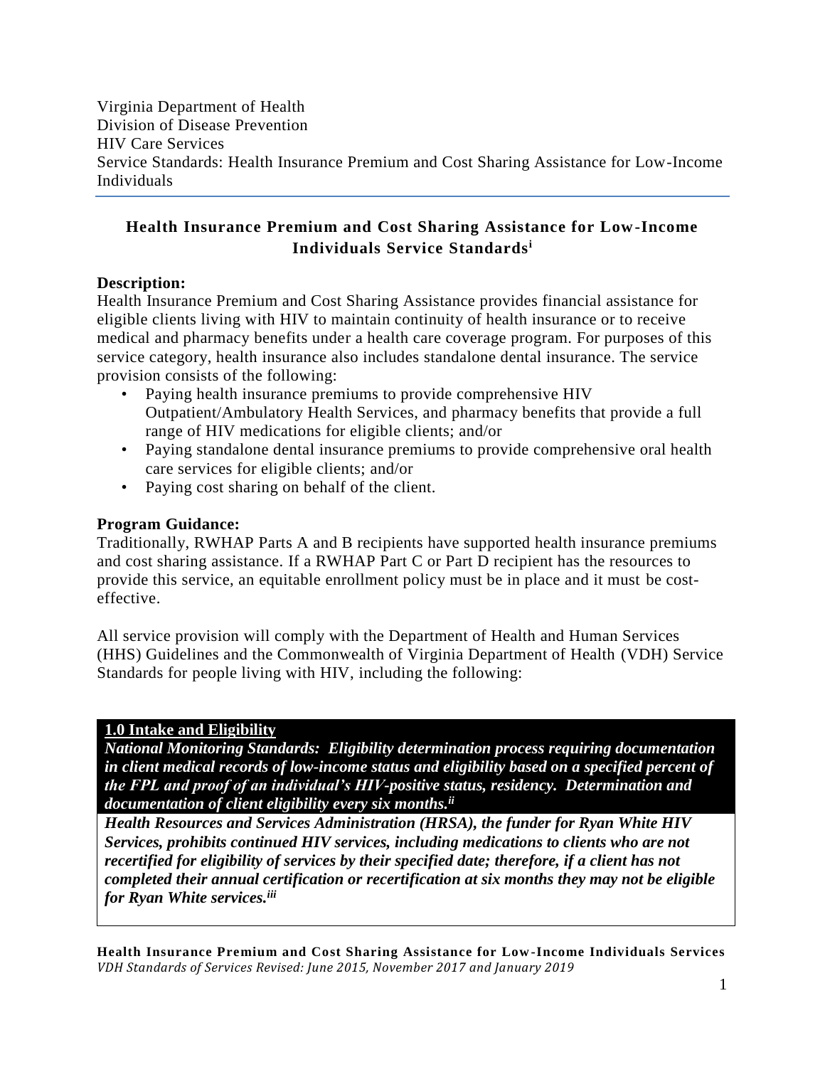Virginia Department of Health
Division of Disease Prevention
HIV Care Services
Service Standards: Health Insurance Premium and Cost Sharing Assistance for Low-Income Individuals

## Health Insurance Premium and Cost Sharing Assistance for Low-Income Individuals Service Standards[i]

**Description:**
Health Insurance Premium and Cost Sharing Assistance provides financial assistance for eligible clients living with HIV to maintain continuity of health insurance or to receive medical and pharmacy benefits under a health care coverage program. For purposes of this service category, health insurance also includes standalone dental insurance. The service provision consists of the following:

- Paying health insurance premiums to provide comprehensive HIV Outpatient/Ambulatory Health Services, and pharmacy benefits that provide a full range of HIV medications for eligible clients; and/or
- Paying standalone dental insurance premiums to provide comprehensive oral health care services for eligible clients; and/or
- Paying cost sharing on behalf of the client.

**Program Guidance:**
Traditionally, RWHAP Parts A and B recipients have supported health insurance premiums and cost sharing assistance. If a RWHAP Part C or Part D recipient has the resources to provide this service, an equitable enrollment policy must be in place and it must be cost-effective.

All service provision will comply with the Department of Health and Human Services (HHS) Guidelines and the Commonwealth of Virginia Department of Health (VDH) Service Standards for people living with HIV, including the following:

**1.0 Intake and Eligibility**

***National Monitoring Standards: Eligibility determination process requiring documentation in client medical records of low-income status and eligibility based on a specified percent of the FPL and proof of an individual's HIV-positive status, residency. Determination and documentation of client eligibility every six months.[ii]***

***Health Resources and Services Administration (HRSA), the funder for Ryan White HIV Services, prohibits continued HIV services, including medications to clients who are not recertified for eligibility of services by their specified date; therefore, if a client has not completed their annual certification or recertification at six months they may not be eligible for Ryan White services.[iii]***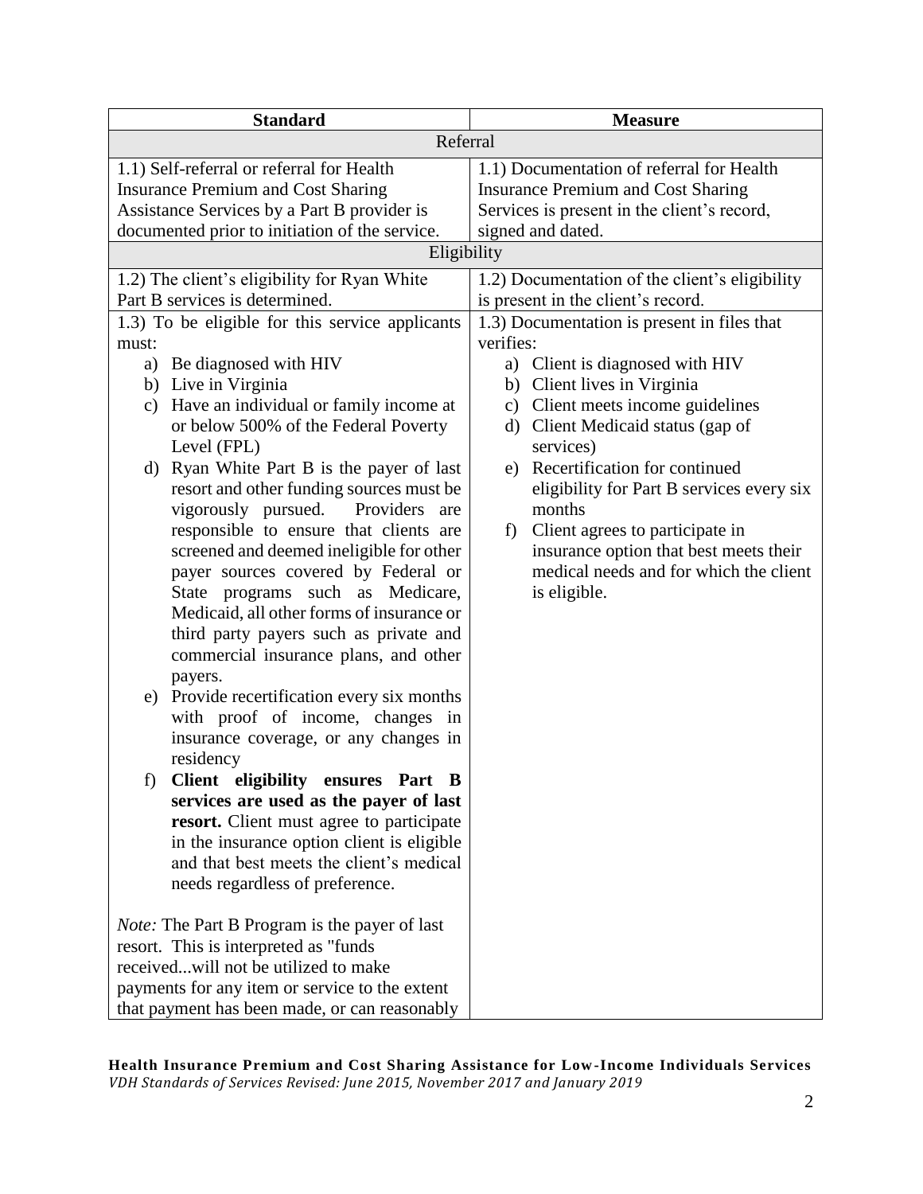| Standard | Measure |
|---|---|
| Referral | |
| 1.1) Self-referral or referral for Health Insurance Premium and Cost Sharing Assistance Services by a Part B provider is documented prior to initiation of the service. | 1.1) Documentation of referral for Health Insurance Premium and Cost Sharing Services is present in the client's record, signed and dated. |
| Eligibility | |
| 1.2) The client's eligibility for Ryan White Part B services is determined. | 1.2) Documentation of the client's eligibility is present in the client's record. |
| 1.3) To be eligible for this service applicants must:<br>a) Be diagnosed with HIV<br>b) Live in Virginia<br>c) Have an individual or family income at or below 500% of the Federal Poverty Level (FPL)<br>d) Ryan White Part B is the payer of last resort and other funding sources must be vigorously pursued. Providers are responsible to ensure that clients are screened and deemed ineligible for other payer sources covered by Federal or State programs such as Medicare, Medicaid, all other forms of insurance or third party payers such as private and commercial insurance plans, and other payers.<br>e) Provide recertification every six months with proof of income, changes in insurance coverage, or any changes in residency<br>f) **Client eligibility ensures Part B services are used as the payer of last resort.** Client must agree to participate in the insurance option client is eligible and that best meets the client's medical needs regardless of preference.<br><br>*Note:* The Part B Program is the payer of last resort. This is interpreted as "funds received...will not be utilized to make payments for any item or service to the extent that payment has been made, or can reasonably | 1.3) Documentation is present in files that verifies:<br>a) Client is diagnosed with HIV<br>b) Client lives in Virginia<br>c) Client meets income guidelines<br>d) Client Medicaid status (gap of services)<br>e) Recertification for continued eligibility for Part B services every six months<br>f) Client agrees to participate in insurance option that best meets their medical needs and for which the client is eligible. |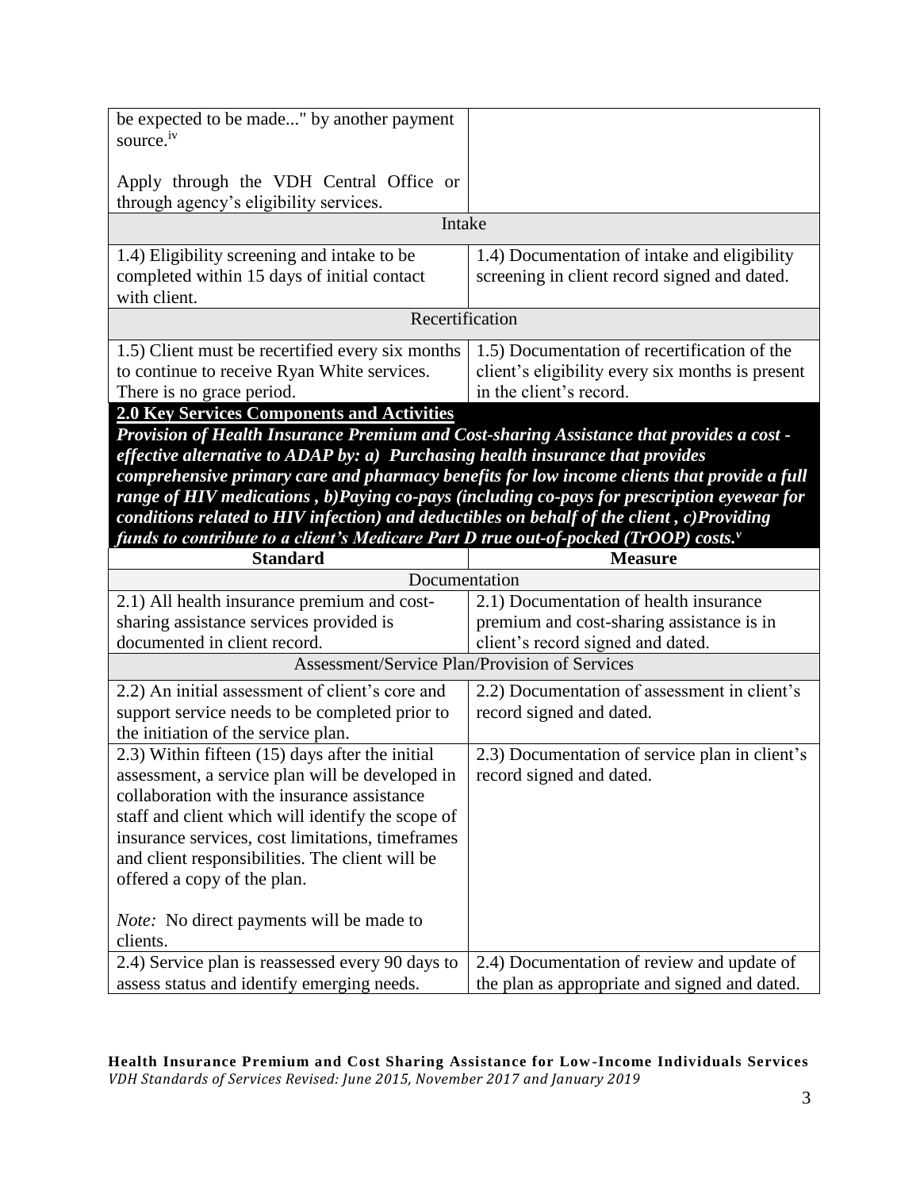| | |
|---|---|
| be expected to be made..." by another payment source.[iv]<br><br>Apply through the VDH Central Office or through agency's eligibility services. | |
| **Intake** | |
| 1.4) Eligibility screening and intake to be completed within 15 days of initial contact with client. | 1.4) Documentation of intake and eligibility screening in client record signed and dated. |
| **Recertification** | |
| 1.5) Client must be recertified every six months to continue to receive Ryan White services. There is no grace period. | 1.5) Documentation of recertification of the client's eligibility every six months is present in the client's record. |

## 2.0 Key Services Components and Activities

***Provision of Health Insurance Premium and Cost-sharing Assistance that provides a cost - effective alternative to ADAP by: a) Purchasing health insurance that provides comprehensive primary care and pharmacy benefits for low income clients that provide a full range of HIV medications , b)Paying co-pays (including co-pays for prescription eyewear for conditions related to HIV infection) and deductibles on behalf of the client , c)Providing funds to contribute to a client's Medicare Part D true out-of-pocked (TrOOP) costs.[v]***

| Standard | Measure |
|---|---|
| **Documentation** | |
| 2.1) All health insurance premium and cost-sharing assistance services provided is documented in client record. | 2.1) Documentation of health insurance premium and cost-sharing assistance is in client's record signed and dated. |
| **Assessment/Service Plan/Provision of Services** | |
| 2.2) An initial assessment of client's core and support service needs to be completed prior to the initiation of the service plan. | 2.2) Documentation of assessment in client's record signed and dated. |
| 2.3) Within fifteen (15) days after the initial assessment, a service plan will be developed in collaboration with the insurance assistance staff and client which will identify the scope of insurance services, cost limitations, timeframes and client responsibilities. The client will be offered a copy of the plan.<br><br>*Note:* No direct payments will be made to clients. | 2.3) Documentation of service plan in client's record signed and dated. |
| 2.4) Service plan is reassessed every 90 days to assess status and identify emerging needs. | 2.4) Documentation of review and update of the plan as appropriate and signed and dated. |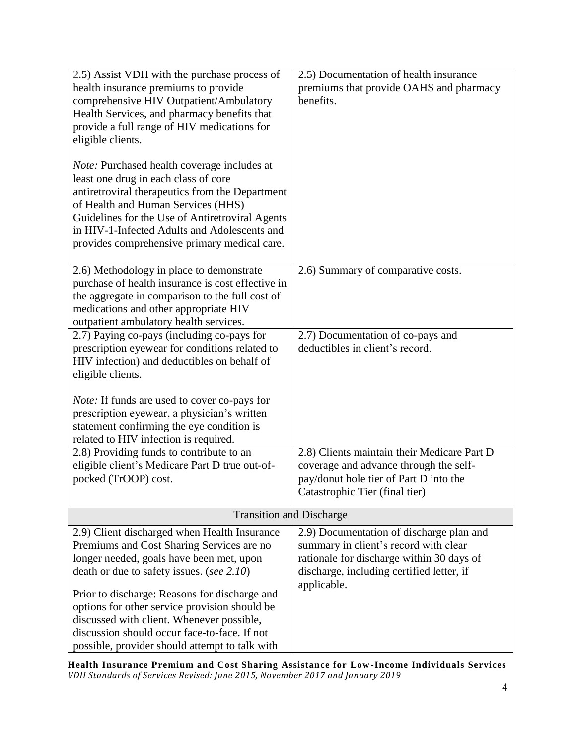| | |
|---|---|
| 2.5) Assist VDH with the purchase process of health insurance premiums to provide comprehensive HIV Outpatient/Ambulatory Health Services, and pharmacy benefits that provide a full range of HIV medications for eligible clients.<br><br>*Note:* Purchased health coverage includes at least one drug in each class of core antiretroviral therapeutics from the Department of Health and Human Services (HHS) Guidelines for the Use of Antiretroviral Agents in HIV-1-Infected Adults and Adolescents and provides comprehensive primary medical care. | 2.5) Documentation of health insurance premiums that provide OAHS and pharmacy benefits. |
| 2.6) Methodology in place to demonstrate purchase of health insurance is cost effective in the aggregate in comparison to the full cost of medications and other appropriate HIV outpatient ambulatory health services. | 2.6) Summary of comparative costs. |
| 2.7) Paying co-pays (including co-pays for prescription eyewear for conditions related to HIV infection) and deductibles on behalf of eligible clients.<br><br>*Note:* If funds are used to cover co-pays for prescription eyewear, a physician's written statement confirming the eye condition is related to HIV infection is required. | 2.7) Documentation of co-pays and deductibles in client's record. |
| 2.8) Providing funds to contribute to an eligible client's Medicare Part D true out-of-pocked (TrOOP) cost. | 2.8) Clients maintain their Medicare Part D coverage and advance through the self-pay/donut hole tier of Part D into the Catastrophic Tier (final tier) |
| **Transition and Discharge** | |
| 2.9) Client discharged when Health Insurance Premiums and Cost Sharing Services are no longer needed, goals have been met, upon death or due to safety issues. (*see 2.10*)<br><br><u>Prior to discharge</u>: Reasons for discharge and options for other service provision should be discussed with client. Whenever possible, discussion should occur face-to-face. If not possible, provider should attempt to talk with | 2.9) Documentation of discharge plan and summary in client's record with clear rationale for discharge within 30 days of discharge, including certified letter, if applicable. |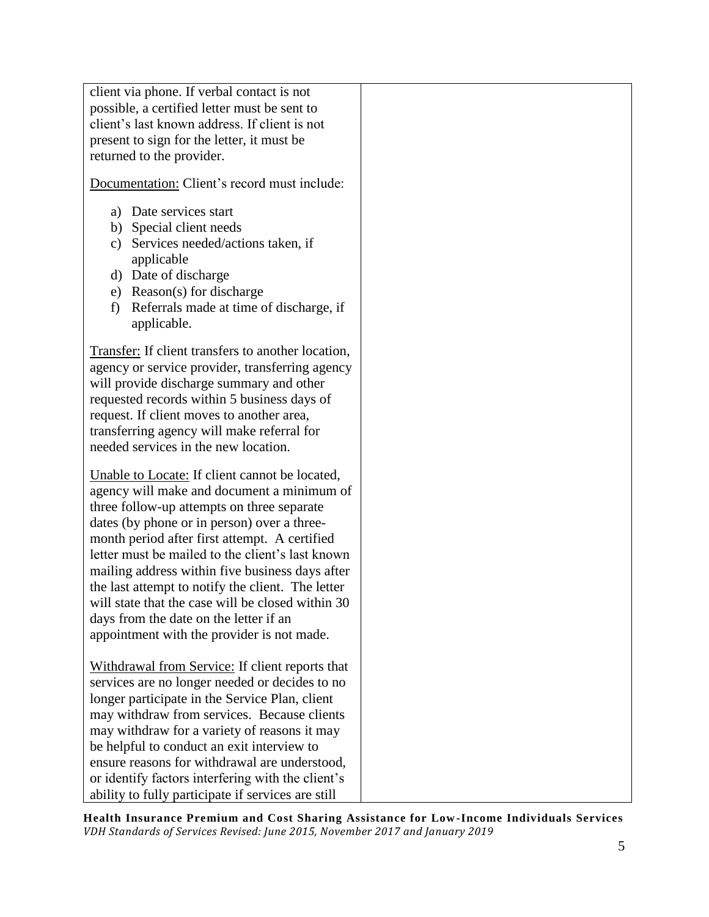| | |
|---|---|
| client via phone. If verbal contact is not possible, a certified letter must be sent to client's last known address. If client is not present to sign for the letter, it must be returned to the provider.<br><br><u>Documentation:</u> Client's record must include:<br><br>a) Date services start<br>b) Special client needs<br>c) Services needed/actions taken, if applicable<br>d) Date of discharge<br>e) Reason(s) for discharge<br>f) Referrals made at time of discharge, if applicable.<br><br><u>Transfer:</u> If client transfers to another location, agency or service provider, transferring agency will provide discharge summary and other requested records within 5 business days of request. If client moves to another area, transferring agency will make referral for needed services in the new location.<br><br><u>Unable to Locate:</u> If client cannot be located, agency will make and document a minimum of three follow-up attempts on three separate dates (by phone or in person) over a three-month period after first attempt. A certified letter must be mailed to the client's last known mailing address within five business days after the last attempt to notify the client. The letter will state that the case will be closed within 30 days from the date on the letter if an appointment with the provider is not made.<br><br><u>Withdrawal from Service:</u> If client reports that services are no longer needed or decides to no longer participate in the Service Plan, client may withdraw from services. Because clients may withdraw for a variety of reasons it may be helpful to conduct an exit interview to ensure reasons for withdrawal are understood, or identify factors interfering with the client's ability to fully participate if services are still | |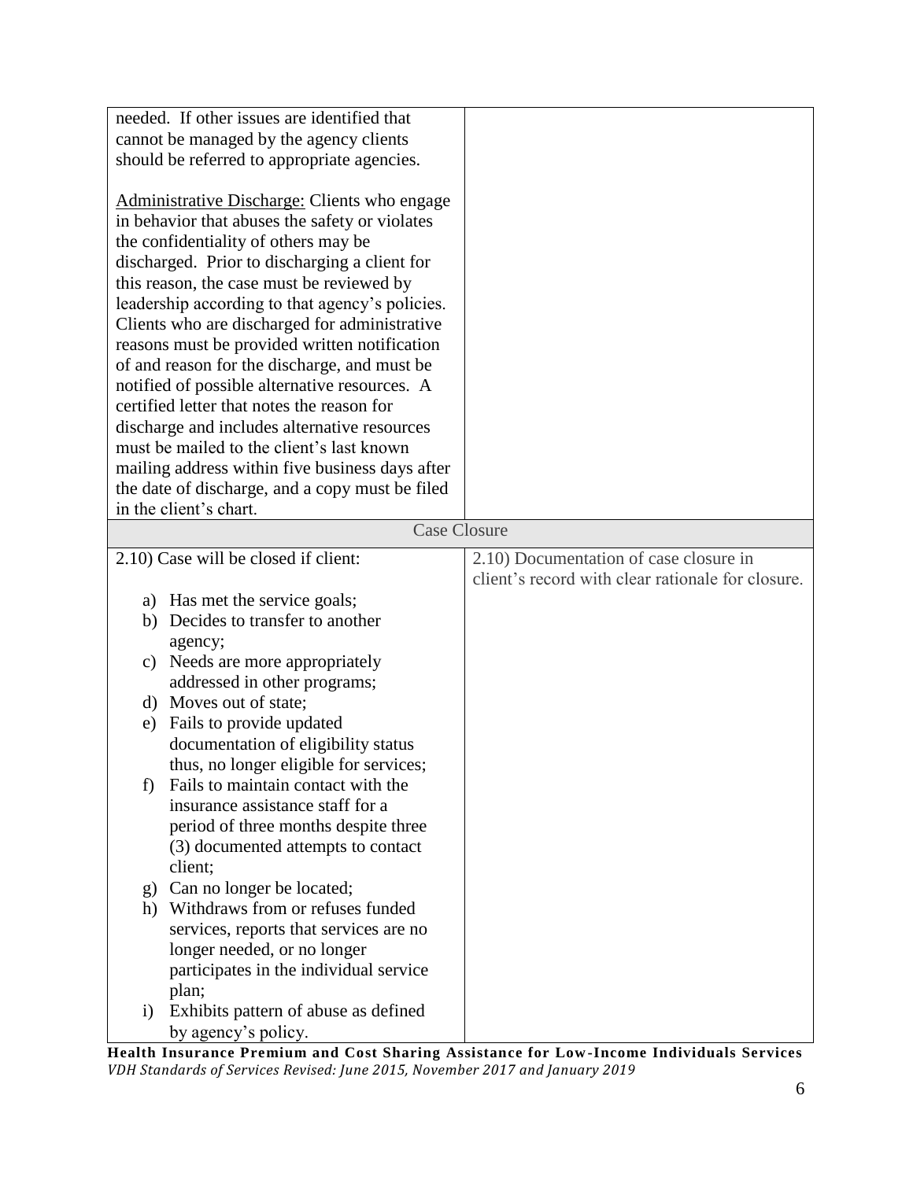| | |
|---|---|
| needed. If other issues are identified that cannot be managed by the agency clients should be referred to appropriate agencies.<br><br><u>Administrative Discharge:</u> Clients who engage in behavior that abuses the safety or violates the confidentiality of others may be discharged. Prior to discharging a client for this reason, the case must be reviewed by leadership according to that agency's policies. Clients who are discharged for administrative reasons must be provided written notification of and reason for the discharge, and must be notified of possible alternative resources. A certified letter that notes the reason for discharge and includes alternative resources must be mailed to the client's last known mailing address within five business days after the date of discharge, and a copy must be filed in the client's chart. | |
| **Case Closure** | |
| 2.10) Case will be closed if client:<br><br>a) Has met the service goals;<br>b) Decides to transfer to another agency;<br>c) Needs are more appropriately addressed in other programs;<br>d) Moves out of state;<br>e) Fails to provide updated documentation of eligibility status thus, no longer eligible for services;<br>f) Fails to maintain contact with the insurance assistance staff for a period of three months despite three (3) documented attempts to contact client;<br>g) Can no longer be located;<br>h) Withdraws from or refuses funded services, reports that services are no longer needed, or no longer participates in the individual service plan;<br>i) Exhibits pattern of abuse as defined by agency's policy. | 2.10) Documentation of case closure in client's record with clear rationale for closure. |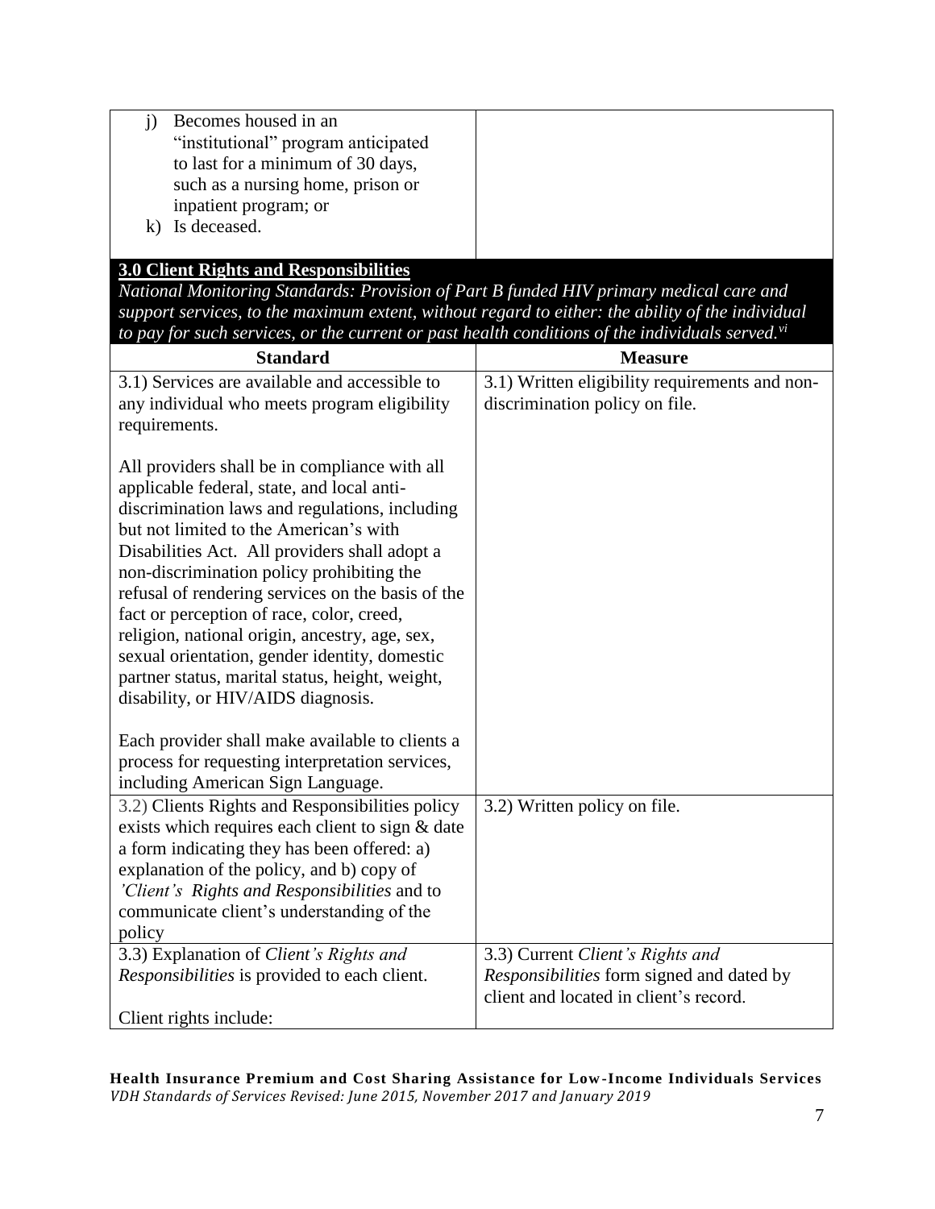| | |
|---|---|
| j) Becomes housed in an "institutional" program anticipated to last for a minimum of 30 days, such as a nursing home, prison or inpatient program; or<br>k) Is deceased. | |

**3.0 Client Rights and Responsibilities**

*National Monitoring Standards: Provision of Part B funded HIV primary medical care and support services, to the maximum extent, without regard to either: the ability of the individual to pay for such services, or the current or past health conditions of the individuals served.*[vi]

| Standard | Measure |
|---|---|
| 3.1) Services are available and accessible to any individual who meets program eligibility requirements.<br><br>All providers shall be in compliance with all applicable federal, state, and local anti-discrimination laws and regulations, including but not limited to the American's with Disabilities Act. All providers shall adopt a non-discrimination policy prohibiting the refusal of rendering services on the basis of the fact or perception of race, color, creed, religion, national origin, ancestry, age, sex, sexual orientation, gender identity, domestic partner status, marital status, height, weight, disability, or HIV/AIDS diagnosis.<br><br>Each provider shall make available to clients a process for requesting interpretation services, including American Sign Language. | 3.1) Written eligibility requirements and non-discrimination policy on file. |
| 3.2) Clients Rights and Responsibilities policy exists which requires each client to sign & date a form indicating they has been offered: a) explanation of the policy, and b) copy of *'Client's Rights and Responsibilities* and to communicate client's understanding of the policy | 3.2) Written policy on file. |
| 3.3) Explanation of *Client's Rights and Responsibilities* is provided to each client.<br><br>Client rights include: | 3.3) Current *Client's Rights and Responsibilities* form signed and dated by client and located in client's record. |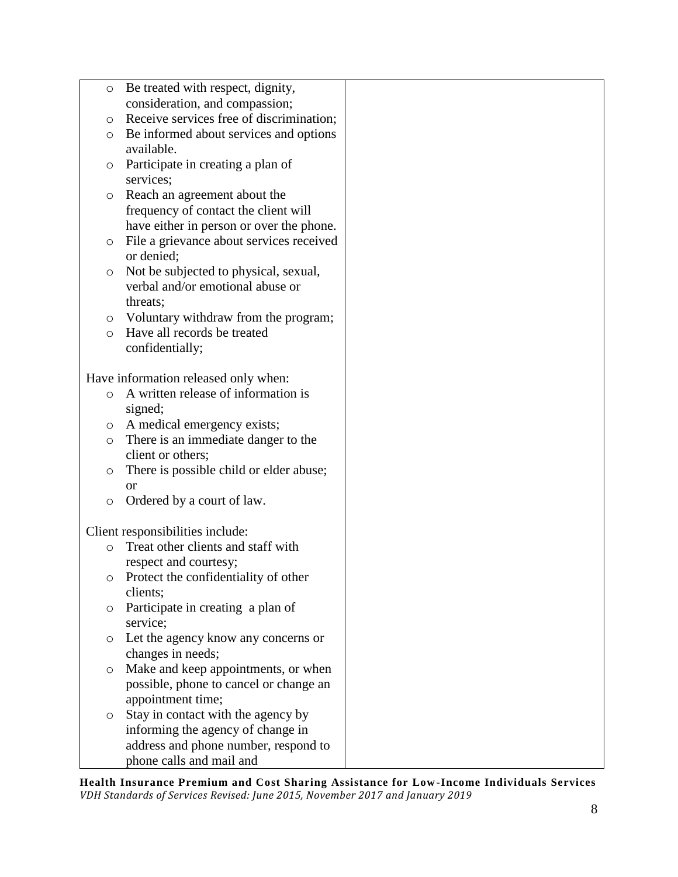| | |
|---|---|
| ○ Be treated with respect, dignity, consideration, and compassion;<br>○ Receive services free of discrimination;<br>○ Be informed about services and options available.<br>○ Participate in creating a plan of services;<br>○ Reach an agreement about the frequency of contact the client will have either in person or over the phone.<br>○ File a grievance about services received or denied;<br>○ Not be subjected to physical, sexual, verbal and/or emotional abuse or threats;<br>○ Voluntary withdraw from the program;<br>○ Have all records be treated confidentially;<br><br>Have information released only when:<br>○ A written release of information is signed;<br>○ A medical emergency exists;<br>○ There is an immediate danger to the client or others;<br>○ There is possible child or elder abuse; or<br>○ Ordered by a court of law.<br><br>Client responsibilities include:<br>○ Treat other clients and staff with respect and courtesy;<br>○ Protect the confidentiality of other clients;<br>○ Participate in creating a plan of service;<br>○ Let the agency know any concerns or changes in needs;<br>○ Make and keep appointments, or when possible, phone to cancel or change an appointment time;<br>○ Stay in contact with the agency by informing the agency of change in address and phone number, respond to phone calls and mail and | |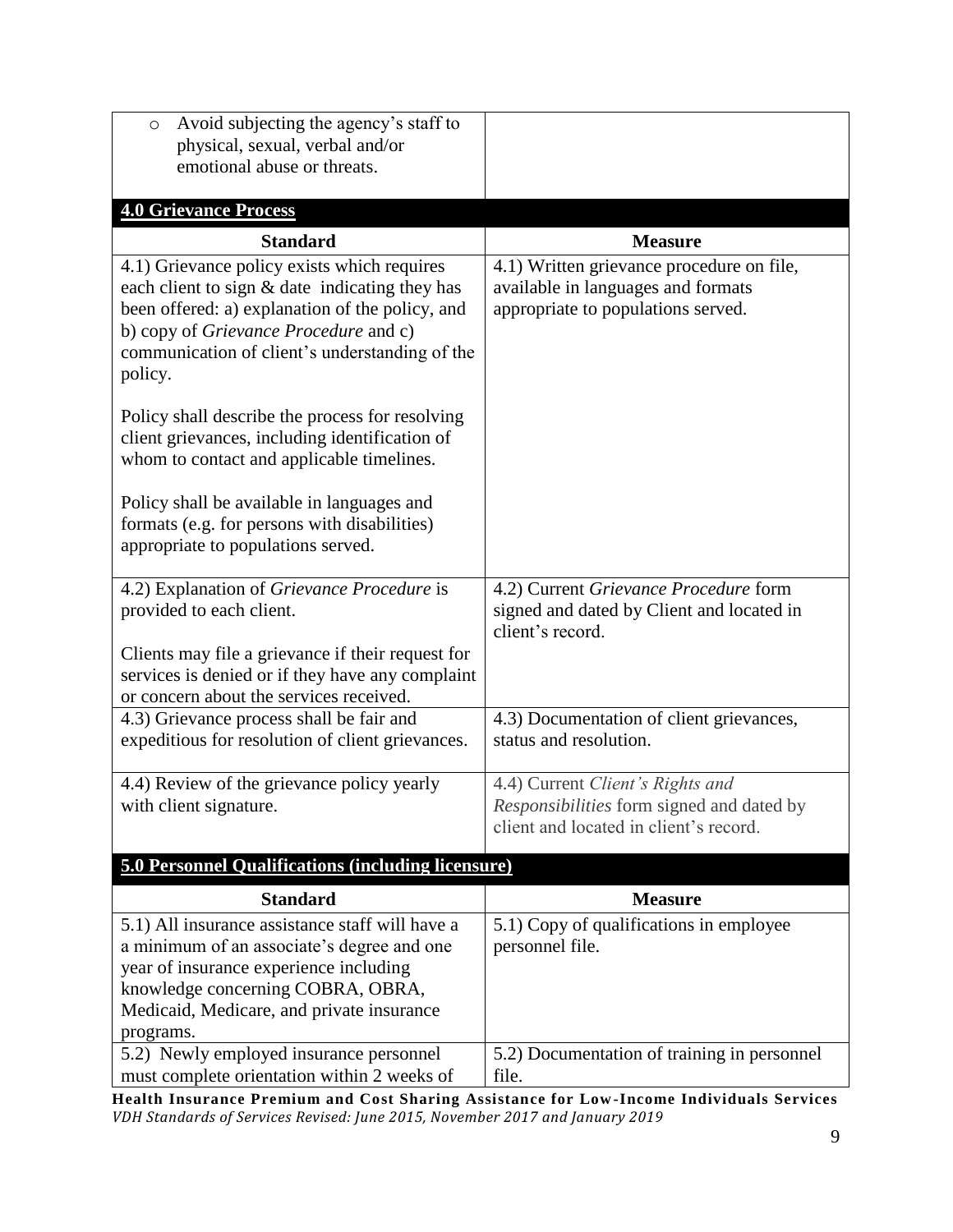| | |
|---|---|
| ○ Avoid subjecting the agency's staff to physical, sexual, verbal and/or emotional abuse or threats. | |

**4.0 Grievance Process**

| Standard | Measure |
|---|---|
| 4.1) Grievance policy exists which requires each client to sign & date indicating they has been offered: a) explanation of the policy, and b) copy of *Grievance Procedure* and c) communication of client's understanding of the policy.<br><br>Policy shall describe the process for resolving client grievances, including identification of whom to contact and applicable timelines.<br><br>Policy shall be available in languages and formats (e.g. for persons with disabilities) appropriate to populations served. | 4.1) Written grievance procedure on file, available in languages and formats appropriate to populations served. |
| 4.2) Explanation of *Grievance Procedure* is provided to each client.<br><br>Clients may file a grievance if their request for services is denied or if they have any complaint or concern about the services received. | 4.2) Current *Grievance Procedure* form signed and dated by Client and located in client's record. |
| 4.3) Grievance process shall be fair and expeditious for resolution of client grievances. | 4.3) Documentation of client grievances, status and resolution. |
| 4.4) Review of the grievance policy yearly with client signature. | 4.4) Current *Client's Rights and Responsibilities* form signed and dated by client and located in client's record. |

**5.0 Personnel Qualifications (including licensure)**

| Standard | Measure |
|---|---|
| 5.1) All insurance assistance staff will have a a minimum of an associate's degree and one year of insurance experience including knowledge concerning COBRA, OBRA, Medicaid, Medicare, and private insurance programs. | 5.1) Copy of qualifications in employee personnel file. |
| 5.2) Newly employed insurance personnel must complete orientation within 2 weeks of | 5.2) Documentation of training in personnel file. |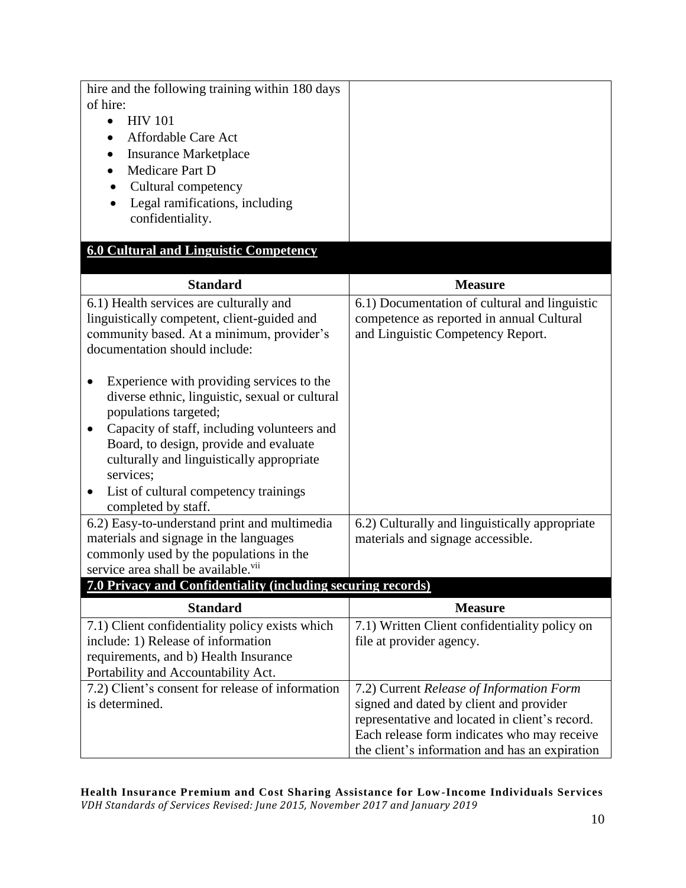| | |
|---|---|
| hire and the following training within 180 days of hire:<br>• HIV 101<br>• Affordable Care Act<br>• Insurance Marketplace<br>• Medicare Part D<br>• Cultural competency<br>• Legal ramifications, including confidentiality. | |

## 6.0 Cultural and Linguistic Competency

| Standard | Measure |
|---|---|
| 6.1) Health services are culturally and linguistically competent, client-guided and community based. At a minimum, provider's documentation should include:<br><br>• Experience with providing services to the diverse ethnic, linguistic, sexual or cultural populations targeted;<br>• Capacity of staff, including volunteers and Board, to design, provide and evaluate culturally and linguistically appropriate services;<br>• List of cultural competency trainings completed by staff. | 6.1) Documentation of cultural and linguistic competence as reported in annual Cultural and Linguistic Competency Report. |
| 6.2) Easy-to-understand print and multimedia materials and signage in the languages commonly used by the populations in the service area shall be available.[vii] | 6.2) Culturally and linguistically appropriate materials and signage accessible. |

## 7.0 Privacy and Confidentiality (including securing records)

| Standard | Measure |
|---|---|
| 7.1) Client confidentiality policy exists which include: 1) Release of information requirements, and b) Health Insurance Portability and Accountability Act. | 7.1) Written Client confidentiality policy on file at provider agency. |
| 7.2) Client's consent for release of information is determined. | 7.2) Current *Release of Information Form* signed and dated by client and provider representative and located in client's record. Each release form indicates who may receive the client's information and has an expiration |

**Health Insurance Premium and Cost Sharing Assistance for Low-Income Individuals Services**
*VDH Standards of Services Revised: June 2015, November 2017 and January 2019*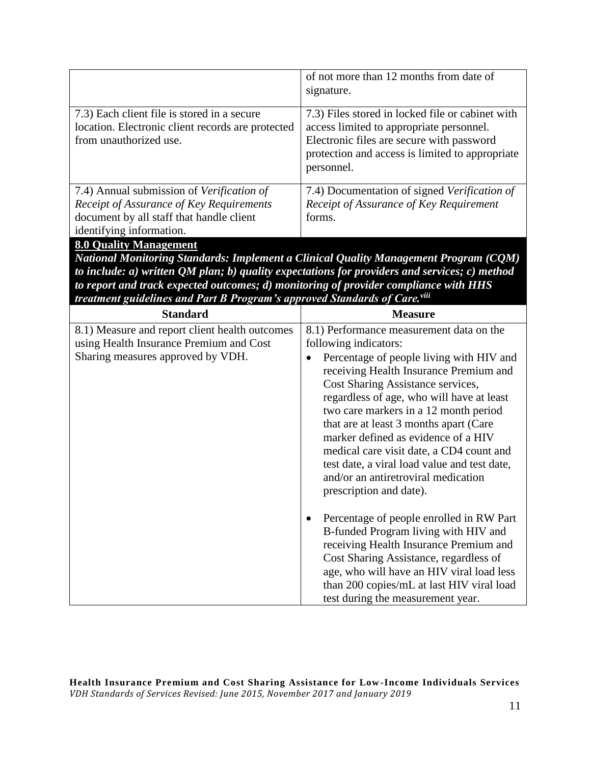| | |
|---|---|
| | of not more than 12 months from date of signature. |
| 7.3) Each client file is stored in a secure location. Electronic client records are protected from unauthorized use. | 7.3) Files stored in locked file or cabinet with access limited to appropriate personnel. Electronic files are secure with password protection and access is limited to appropriate personnel. |
| 7.4) Annual submission of *Verification of Receipt of Assurance of Key Requirements* document by all staff that handle client identifying information. | 7.4) Documentation of signed *Verification of Receipt of Assurance of Key Requirement* forms. |

**8.0 Quality Management**

***National Monitoring Standards: Implement a Clinical Quality Management Program (CQM) to include: a) written QM plan; b) quality expectations for providers and services; c) method to report and track expected outcomes; d) monitoring of provider compliance with HHS treatment guidelines and Part B Program's approved Standards of Care.[viii]***

| Standard | Measure |
|---|---|
| 8.1) Measure and report client health outcomes using Health Insurance Premium and Cost Sharing measures approved by VDH. | 8.1) Performance measurement data on the following indicators: <br>• Percentage of people living with HIV and receiving Health Insurance Premium and Cost Sharing Assistance services, regardless of age, who will have at least two care markers in a 12 month period that are at least 3 months apart (Care marker defined as evidence of a HIV medical care visit date, a CD4 count and test date, a viral load value and test date, and/or an antiretroviral medication prescription and date). <br><br>• Percentage of people enrolled in RW Part B-funded Program living with HIV and receiving Health Insurance Premium and Cost Sharing Assistance, regardless of age, who will have an HIV viral load less than 200 copies/mL at last HIV viral load test during the measurement year. |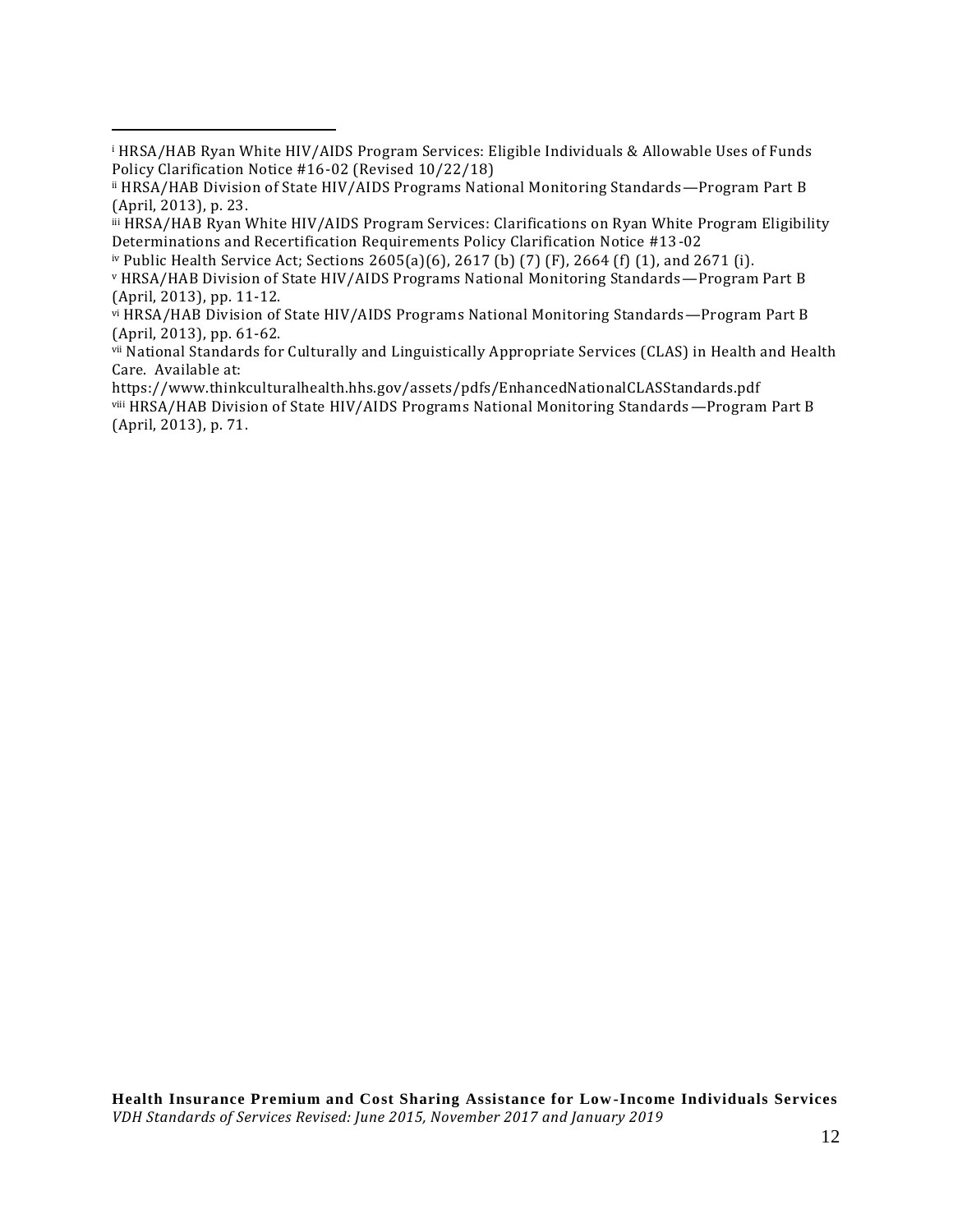---

[i] HRSA/HAB Ryan White HIV/AIDS Program Services: Eligible Individuals & Allowable Uses of Funds Policy Clarification Notice #16-02 (Revised 10/22/18)

[ii] HRSA/HAB Division of State HIV/AIDS Programs National Monitoring Standards—Program Part B (April, 2013), p. 23.

[iii] HRSA/HAB Ryan White HIV/AIDS Program Services: Clarifications on Ryan White Program Eligibility Determinations and Recertification Requirements Policy Clarification Notice #13-02

[iv] Public Health Service Act; Sections 2605(a)(6), 2617 (b) (7) (F), 2664 (f) (1), and 2671 (i).

[v] HRSA/HAB Division of State HIV/AIDS Programs National Monitoring Standards—Program Part B (April, 2013), pp. 11-12.

[vi] HRSA/HAB Division of State HIV/AIDS Programs National Monitoring Standards—Program Part B (April, 2013), pp. 61-62.

[vii] National Standards for Culturally and Linguistically Appropriate Services (CLAS) in Health and Health Care. Available at: https://www.thinkculturalhealth.hhs.gov/assets/pdfs/EnhancedNationalCLASStandards.pdf

[viii] HRSA/HAB Division of State HIV/AIDS Programs National Monitoring Standards—Program Part B (April, 2013), p. 71.